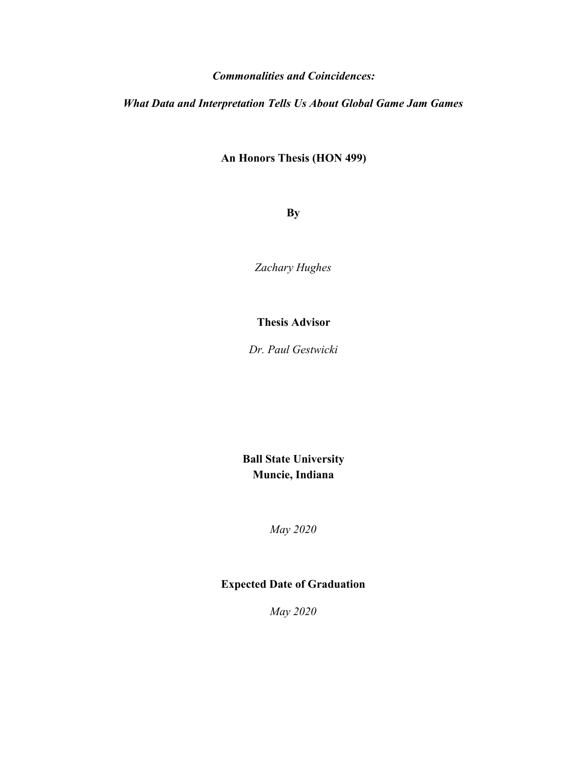***Commonalities and Coincidences:***

***What Data and Interpretation Tells Us About Global Game Jam Games***

**An Honors Thesis (HON 499)**

**By**

*Zachary Hughes*

**Thesis Advisor**

*Dr. Paul Gestwicki*

**Ball State University**
**Muncie, Indiana**

*May 2020*

**Expected Date of Graduation**

*May 2020*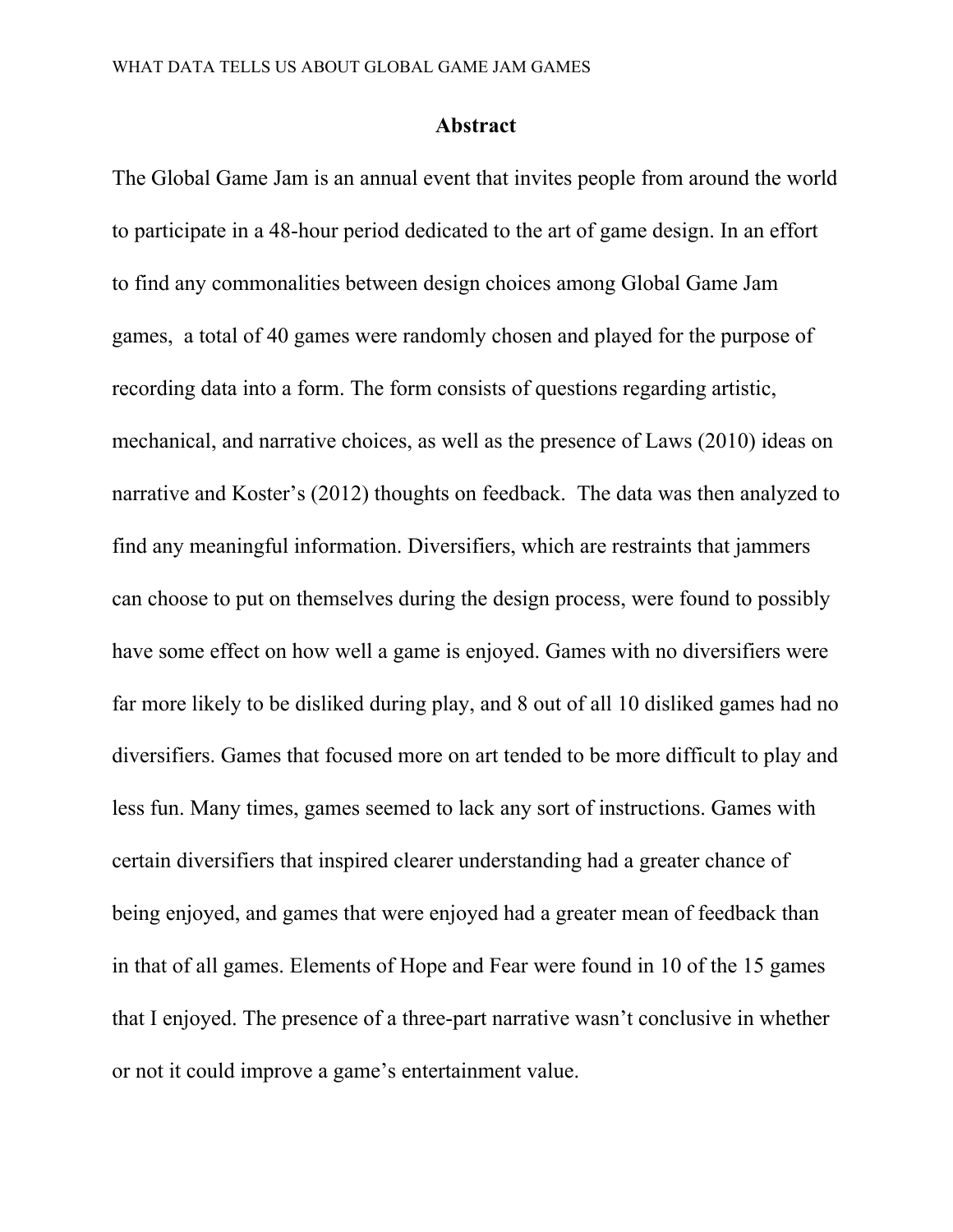# Abstract

The Global Game Jam is an annual event that invites people from around the world to participate in a 48-hour period dedicated to the art of game design. In an effort to find any commonalities between design choices among Global Game Jam games, a total of 40 games were randomly chosen and played for the purpose of recording data into a form. The form consists of questions regarding artistic, mechanical, and narrative choices, as well as the presence of Laws (2010) ideas on narrative and Koster's (2012) thoughts on feedback. The data was then analyzed to find any meaningful information. Diversifiers, which are restraints that jammers can choose to put on themselves during the design process, were found to possibly have some effect on how well a game is enjoyed. Games with no diversifiers were far more likely to be disliked during play, and 8 out of all 10 disliked games had no diversifiers. Games that focused more on art tended to be more difficult to play and less fun. Many times, games seemed to lack any sort of instructions. Games with certain diversifiers that inspired clearer understanding had a greater chance of being enjoyed, and games that were enjoyed had a greater mean of feedback than in that of all games. Elements of Hope and Fear were found in 10 of the 15 games that I enjoyed. The presence of a three-part narrative wasn't conclusive in whether or not it could improve a game's entertainment value.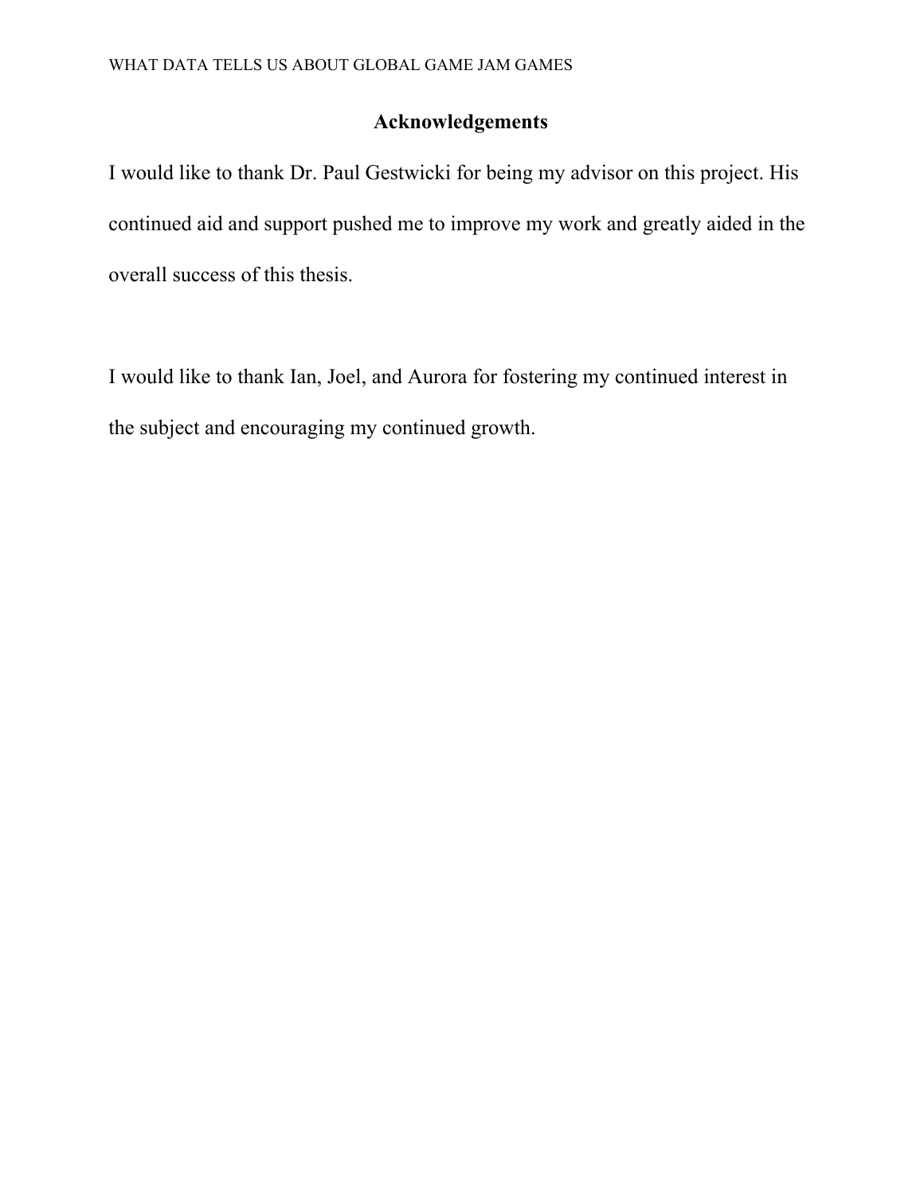## Acknowledgements

I would like to thank Dr. Paul Gestwicki for being my advisor on this project. His continued aid and support pushed me to improve my work and greatly aided in the overall success of this thesis.

I would like to thank Ian, Joel, and Aurora for fostering my continued interest in the subject and encouraging my continued growth.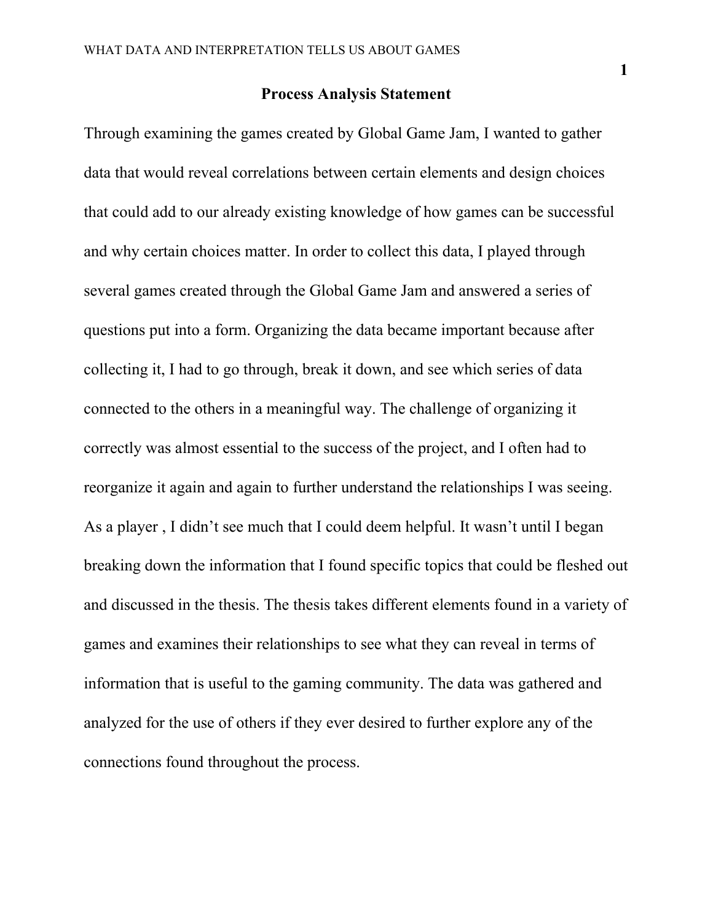## Process Analysis Statement

Through examining the games created by Global Game Jam, I wanted to gather data that would reveal correlations between certain elements and design choices that could add to our already existing knowledge of how games can be successful and why certain choices matter. In order to collect this data, I played through several games created through the Global Game Jam and answered a series of questions put into a form. Organizing the data became important because after collecting it, I had to go through, break it down, and see which series of data connected to the others in a meaningful way. The challenge of organizing it correctly was almost essential to the success of the project, and I often had to reorganize it again and again to further understand the relationships I was seeing. As a player , I didn't see much that I could deem helpful. It wasn't until I began breaking down the information that I found specific topics that could be fleshed out and discussed in the thesis. The thesis takes different elements found in a variety of games and examines their relationships to see what they can reveal in terms of information that is useful to the gaming community. The data was gathered and analyzed for the use of others if they ever desired to further explore any of the connections found throughout the process.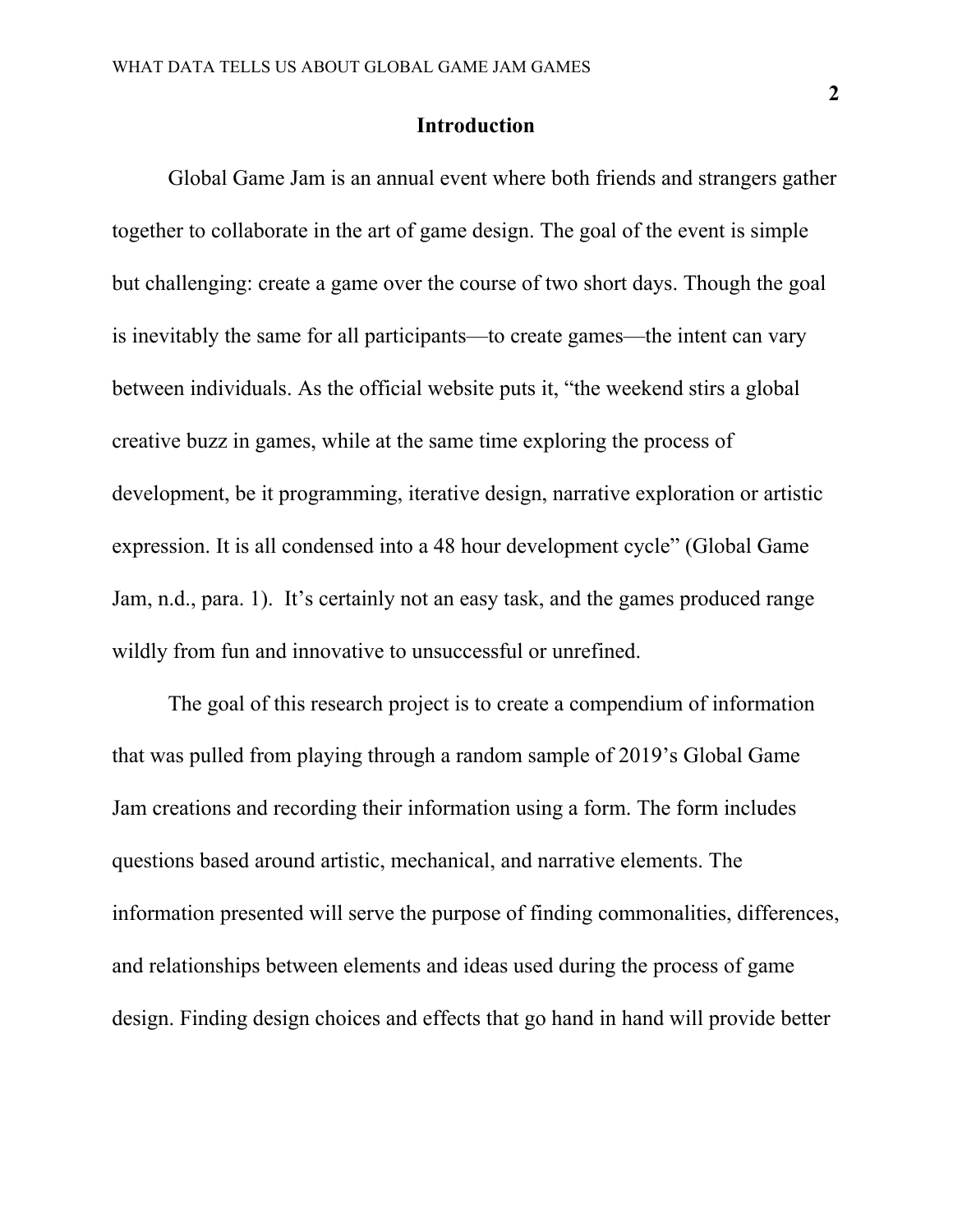## Introduction

Global Game Jam is an annual event where both friends and strangers gather together to collaborate in the art of game design. The goal of the event is simple but challenging: create a game over the course of two short days. Though the goal is inevitably the same for all participants—to create games—the intent can vary between individuals. As the official website puts it, "the weekend stirs a global creative buzz in games, while at the same time exploring the process of development, be it programming, iterative design, narrative exploration or artistic expression. It is all condensed into a 48 hour development cycle" (Global Game Jam, n.d., para. 1). It's certainly not an easy task, and the games produced range wildly from fun and innovative to unsuccessful or unrefined.

The goal of this research project is to create a compendium of information that was pulled from playing through a random sample of 2019's Global Game Jam creations and recording their information using a form. The form includes questions based around artistic, mechanical, and narrative elements. The information presented will serve the purpose of finding commonalities, differences, and relationships between elements and ideas used during the process of game design. Finding design choices and effects that go hand in hand will provide better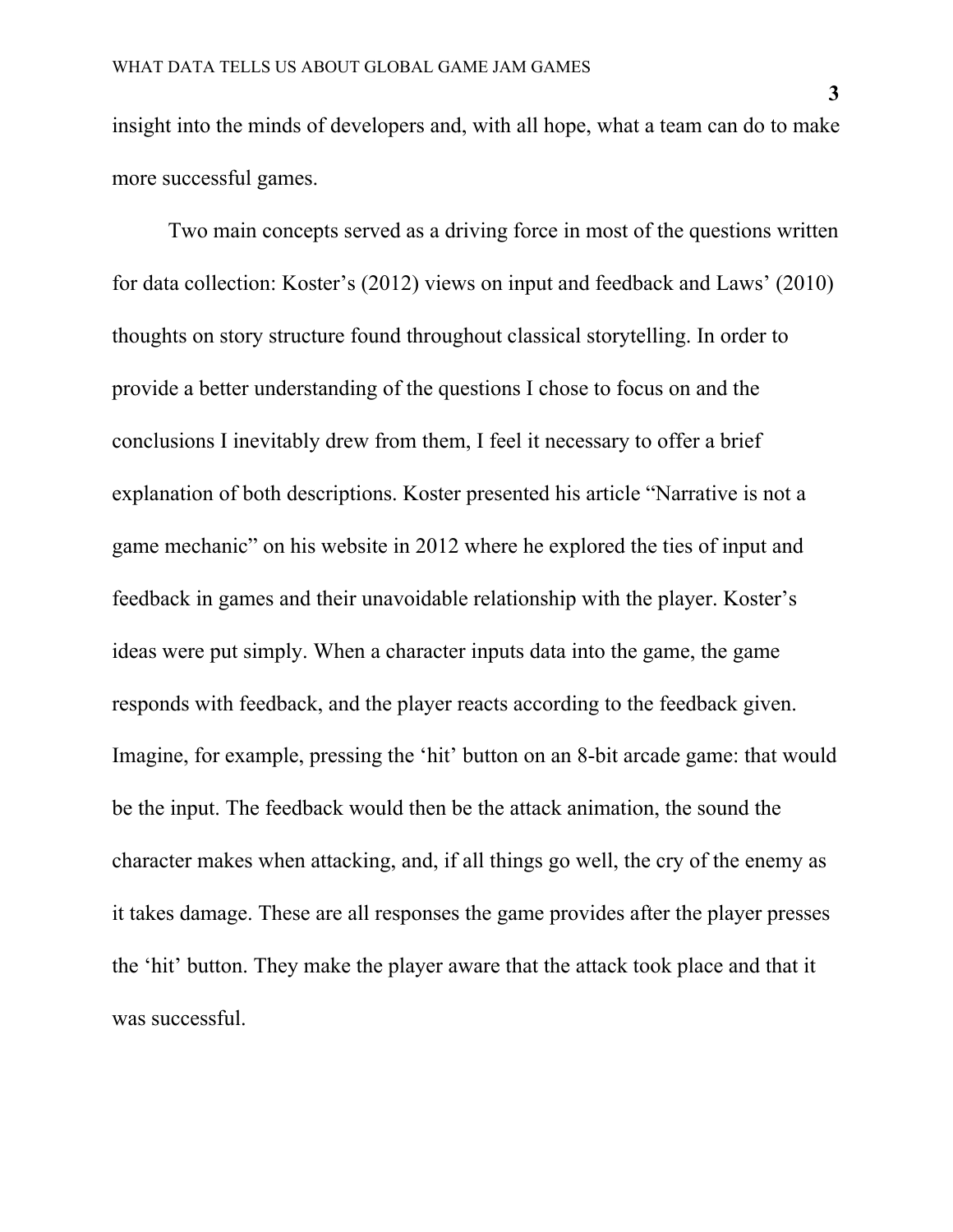insight into the minds of developers and, with all hope, what a team can do to make more successful games.

Two main concepts served as a driving force in most of the questions written for data collection: Koster's (2012) views on input and feedback and Laws' (2010) thoughts on story structure found throughout classical storytelling. In order to provide a better understanding of the questions I chose to focus on and the conclusions I inevitably drew from them, I feel it necessary to offer a brief explanation of both descriptions. Koster presented his article "Narrative is not a game mechanic" on his website in 2012 where he explored the ties of input and feedback in games and their unavoidable relationship with the player. Koster's ideas were put simply. When a character inputs data into the game, the game responds with feedback, and the player reacts according to the feedback given. Imagine, for example, pressing the 'hit' button on an 8-bit arcade game: that would be the input. The feedback would then be the attack animation, the sound the character makes when attacking, and, if all things go well, the cry of the enemy as it takes damage. These are all responses the game provides after the player presses the 'hit' button. They make the player aware that the attack took place and that it was successful.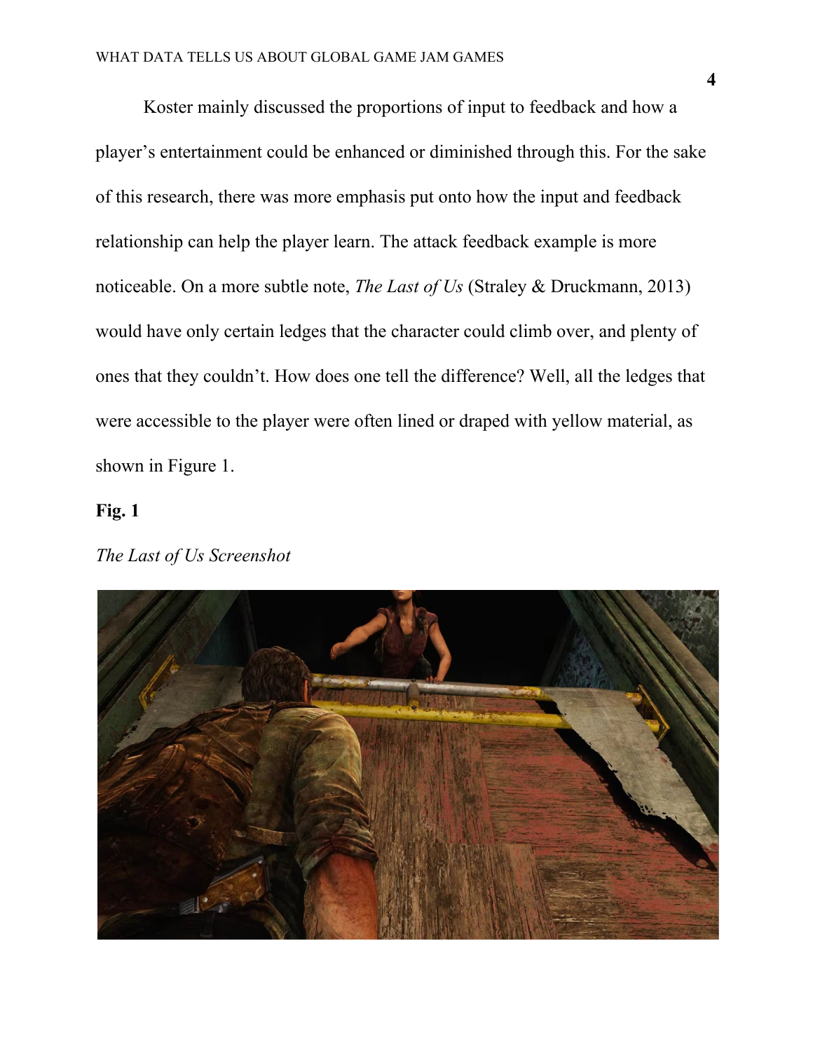Koster mainly discussed the proportions of input to feedback and how a player's entertainment could be enhanced or diminished through this. For the sake of this research, there was more emphasis put onto how the input and feedback relationship can help the player learn. The attack feedback example is more noticeable. On a more subtle note, *The Last of Us* (Straley & Druckmann, 2013) would have only certain ledges that the character could climb over, and plenty of ones that they couldn't. How does one tell the difference? Well, all the ledges that were accessible to the player were often lined or draped with yellow material, as shown in Figure 1.

**Fig. 1**

*The Last of Us Screenshot*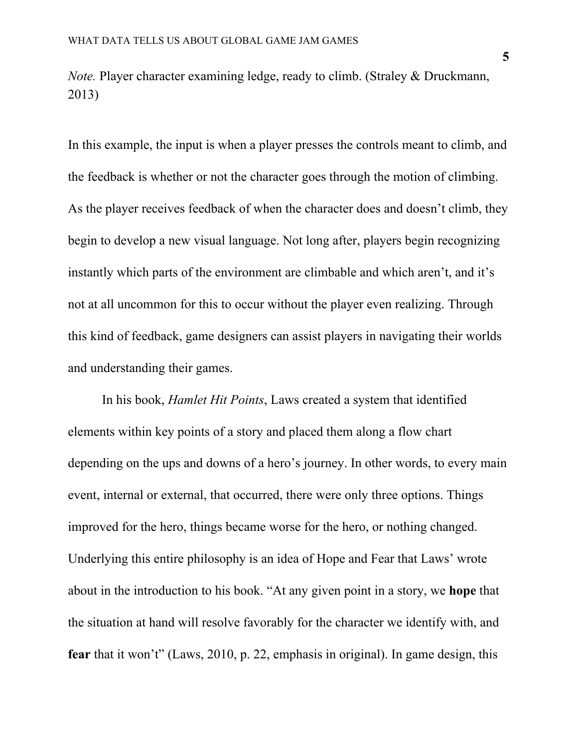*Note.* Player character examining ledge, ready to climb. (Straley & Druckmann, 2013)

In this example, the input is when a player presses the controls meant to climb, and the feedback is whether or not the character goes through the motion of climbing. As the player receives feedback of when the character does and doesn't climb, they begin to develop a new visual language. Not long after, players begin recognizing instantly which parts of the environment are climbable and which aren't, and it's not at all uncommon for this to occur without the player even realizing. Through this kind of feedback, game designers can assist players in navigating their worlds and understanding their games.

In his book, *Hamlet Hit Points*, Laws created a system that identified elements within key points of a story and placed them along a flow chart depending on the ups and downs of a hero's journey. In other words, to every main event, internal or external, that occurred, there were only three options. Things improved for the hero, things became worse for the hero, or nothing changed. Underlying this entire philosophy is an idea of Hope and Fear that Laws' wrote about in the introduction to his book. "At any given point in a story, we **hope** that the situation at hand will resolve favorably for the character we identify with, and **fear** that it won't" (Laws, 2010, p. 22, emphasis in original). In game design, this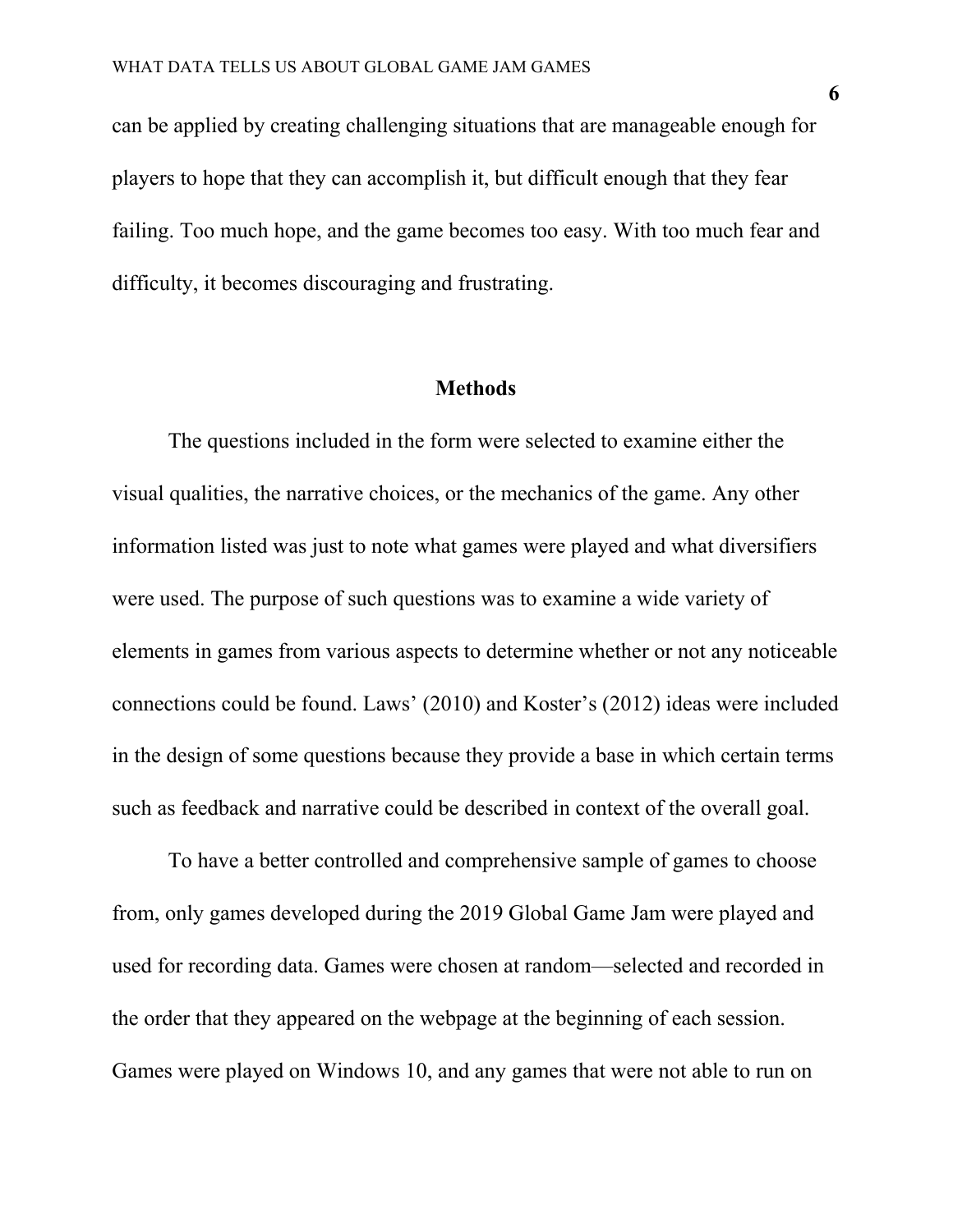can be applied by creating challenging situations that are manageable enough for players to hope that they can accomplish it, but difficult enough that they fear failing. Too much hope, and the game becomes too easy. With too much fear and difficulty, it becomes discouraging and frustrating.

## Methods

The questions included in the form were selected to examine either the visual qualities, the narrative choices, or the mechanics of the game. Any other information listed was just to note what games were played and what diversifiers were used. The purpose of such questions was to examine a wide variety of elements in games from various aspects to determine whether or not any noticeable connections could be found. Laws' (2010) and Koster's (2012) ideas were included in the design of some questions because they provide a base in which certain terms such as feedback and narrative could be described in context of the overall goal.

To have a better controlled and comprehensive sample of games to choose from, only games developed during the 2019 Global Game Jam were played and used for recording data. Games were chosen at random—selected and recorded in the order that they appeared on the webpage at the beginning of each session. Games were played on Windows 10, and any games that were not able to run on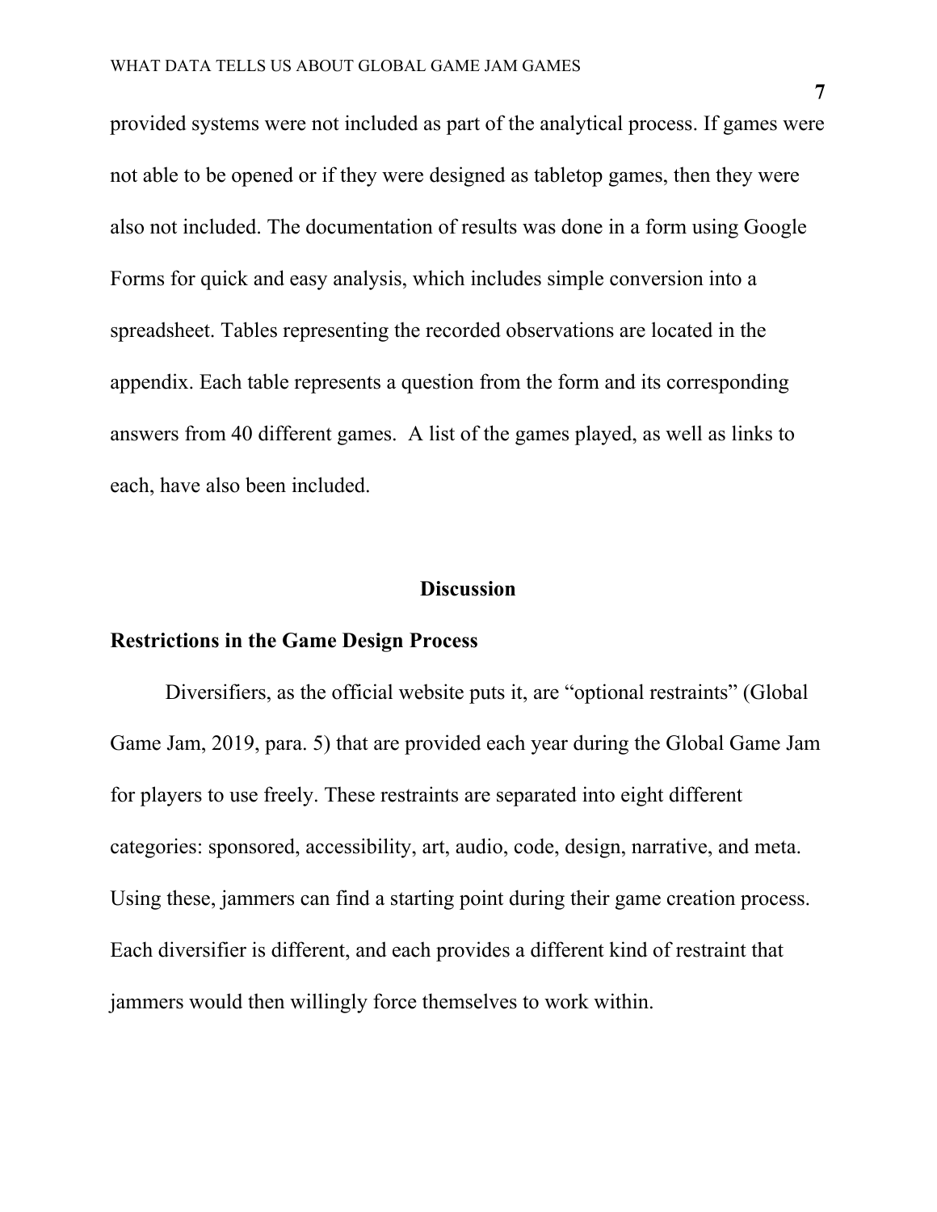provided systems were not included as part of the analytical process. If games were not able to be opened or if they were designed as tabletop games, then they were also not included. The documentation of results was done in a form using Google Forms for quick and easy analysis, which includes simple conversion into a spreadsheet. Tables representing the recorded observations are located in the appendix. Each table represents a question from the form and its corresponding answers from 40 different games. A list of the games played, as well as links to each, have also been included.

## Discussion

### Restrictions in the Game Design Process

Diversifiers, as the official website puts it, are "optional restraints" (Global Game Jam, 2019, para. 5) that are provided each year during the Global Game Jam for players to use freely. These restraints are separated into eight different categories: sponsored, accessibility, art, audio, code, design, narrative, and meta. Using these, jammers can find a starting point during their game creation process. Each diversifier is different, and each provides a different kind of restraint that jammers would then willingly force themselves to work within.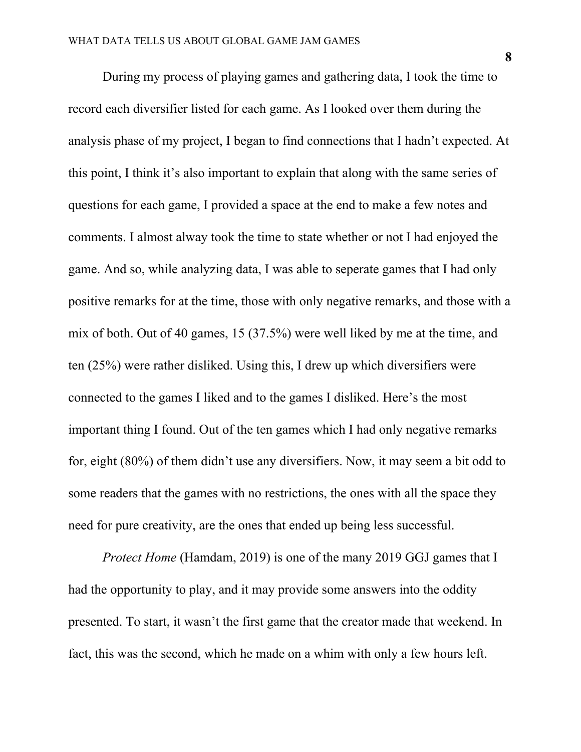During my process of playing games and gathering data, I took the time to record each diversifier listed for each game. As I looked over them during the analysis phase of my project, I began to find connections that I hadn't expected. At this point, I think it's also important to explain that along with the same series of questions for each game, I provided a space at the end to make a few notes and comments. I almost alway took the time to state whether or not I had enjoyed the game. And so, while analyzing data, I was able to seperate games that I had only positive remarks for at the time, those with only negative remarks, and those with a mix of both. Out of 40 games, 15 (37.5%) were well liked by me at the time, and ten (25%) were rather disliked. Using this, I drew up which diversifiers were connected to the games I liked and to the games I disliked. Here's the most important thing I found. Out of the ten games which I had only negative remarks for, eight (80%) of them didn't use any diversifiers. Now, it may seem a bit odd to some readers that the games with no restrictions, the ones with all the space they need for pure creativity, are the ones that ended up being less successful.

*Protect Home* (Hamdam, 2019) is one of the many 2019 GGJ games that I had the opportunity to play, and it may provide some answers into the oddity presented. To start, it wasn't the first game that the creator made that weekend. In fact, this was the second, which he made on a whim with only a few hours left.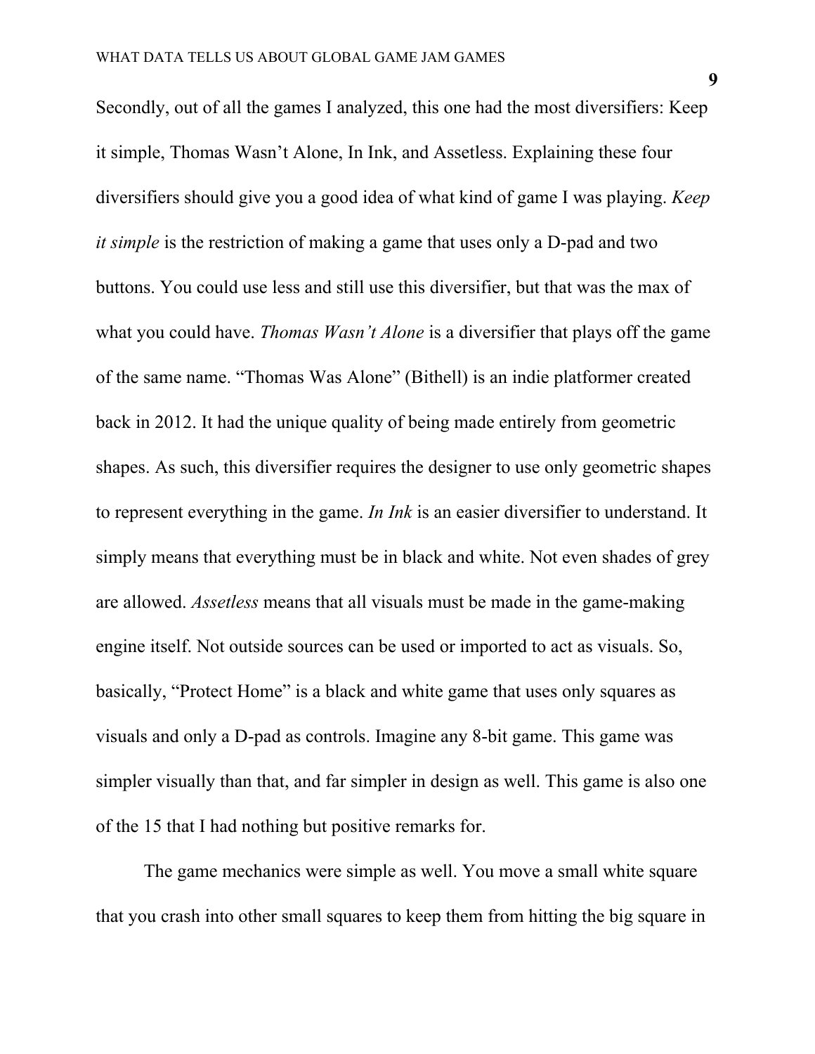Secondly, out of all the games I analyzed, this one had the most diversifiers: Keep it simple, Thomas Wasn't Alone, In Ink, and Assetless. Explaining these four diversifiers should give you a good idea of what kind of game I was playing. *Keep it simple* is the restriction of making a game that uses only a D-pad and two buttons. You could use less and still use this diversifier, but that was the max of what you could have. *Thomas Wasn't Alone* is a diversifier that plays off the game of the same name. "Thomas Was Alone" (Bithell) is an indie platformer created back in 2012. It had the unique quality of being made entirely from geometric shapes. As such, this diversifier requires the designer to use only geometric shapes to represent everything in the game. *In Ink* is an easier diversifier to understand. It simply means that everything must be in black and white. Not even shades of grey are allowed. *Assetless* means that all visuals must be made in the game-making engine itself. Not outside sources can be used or imported to act as visuals. So, basically, "Protect Home" is a black and white game that uses only squares as visuals and only a D-pad as controls. Imagine any 8-bit game. This game was simpler visually than that, and far simpler in design as well. This game is also one of the 15 that I had nothing but positive remarks for.

The game mechanics were simple as well. You move a small white square that you crash into other small squares to keep them from hitting the big square in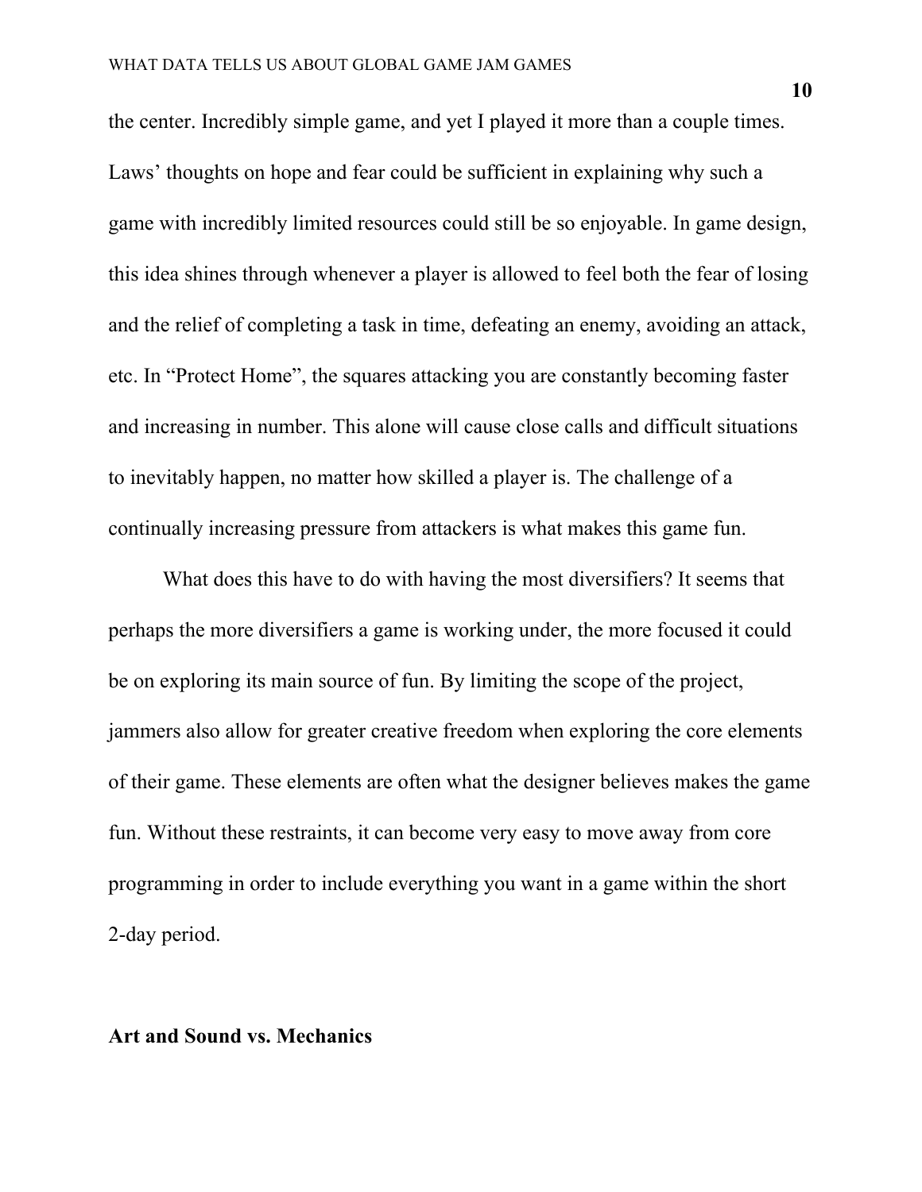the center. Incredibly simple game, and yet I played it more than a couple times. Laws' thoughts on hope and fear could be sufficient in explaining why such a game with incredibly limited resources could still be so enjoyable. In game design, this idea shines through whenever a player is allowed to feel both the fear of losing and the relief of completing a task in time, defeating an enemy, avoiding an attack, etc. In "Protect Home", the squares attacking you are constantly becoming faster and increasing in number. This alone will cause close calls and difficult situations to inevitably happen, no matter how skilled a player is. The challenge of a continually increasing pressure from attackers is what makes this game fun.

What does this have to do with having the most diversifiers? It seems that perhaps the more diversifiers a game is working under, the more focused it could be on exploring its main source of fun. By limiting the scope of the project, jammers also allow for greater creative freedom when exploring the core elements of their game. These elements are often what the designer believes makes the game fun. Without these restraints, it can become very easy to move away from core programming in order to include everything you want in a game within the short 2-day period.

**Art and Sound vs. Mechanics**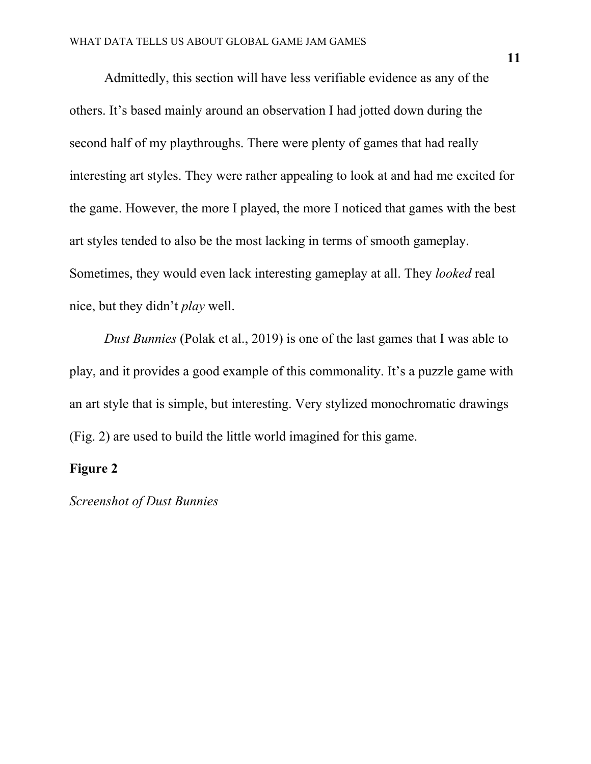Admittedly, this section will have less verifiable evidence as any of the others. It's based mainly around an observation I had jotted down during the second half of my playthroughs. There were plenty of games that had really interesting art styles. They were rather appealing to look at and had me excited for the game. However, the more I played, the more I noticed that games with the best art styles tended to also be the most lacking in terms of smooth gameplay. Sometimes, they would even lack interesting gameplay at all. They *looked* real nice, but they didn't *play* well.

*Dust Bunnies* (Polak et al., 2019) is one of the last games that I was able to play, and it provides a good example of this commonality. It's a puzzle game with an art style that is simple, but interesting. Very stylized monochromatic drawings (Fig. 2) are used to build the little world imagined for this game.

**Figure 2**

*Screenshot of Dust Bunnies*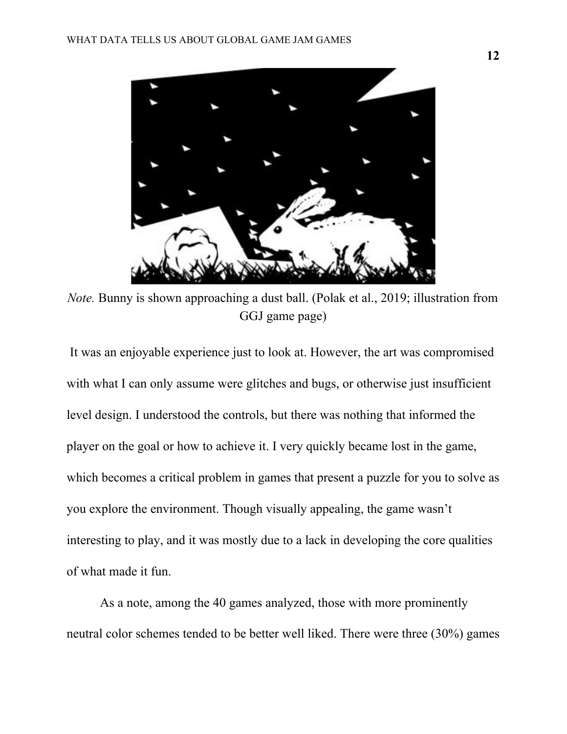*Note.* Bunny is shown approaching a dust ball. (Polak et al., 2019; illustration from GGJ game page)

It was an enjoyable experience just to look at. However, the art was compromised with what I can only assume were glitches and bugs, or otherwise just insufficient level design. I understood the controls, but there was nothing that informed the player on the goal or how to achieve it. I very quickly became lost in the game, which becomes a critical problem in games that present a puzzle for you to solve as you explore the environment. Though visually appealing, the game wasn't interesting to play, and it was mostly due to a lack in developing the core qualities of what made it fun.

As a note, among the 40 games analyzed, those with more prominently neutral color schemes tended to be better well liked. There were three (30%) games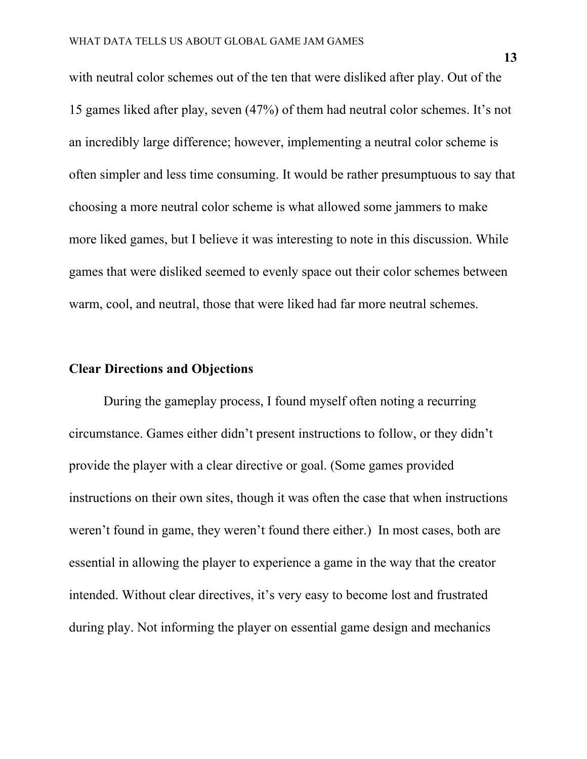with neutral color schemes out of the ten that were disliked after play. Out of the 15 games liked after play, seven (47%) of them had neutral color schemes. It's not an incredibly large difference; however, implementing a neutral color scheme is often simpler and less time consuming. It would be rather presumptuous to say that choosing a more neutral color scheme is what allowed some jammers to make more liked games, but I believe it was interesting to note in this discussion. While games that were disliked seemed to evenly space out their color schemes between warm, cool, and neutral, those that were liked had far more neutral schemes.

**Clear Directions and Objections**

During the gameplay process, I found myself often noting a recurring circumstance. Games either didn't present instructions to follow, or they didn't provide the player with a clear directive or goal. (Some games provided instructions on their own sites, though it was often the case that when instructions weren't found in game, they weren't found there either.) In most cases, both are essential in allowing the player to experience a game in the way that the creator intended. Without clear directives, it's very easy to become lost and frustrated during play. Not informing the player on essential game design and mechanics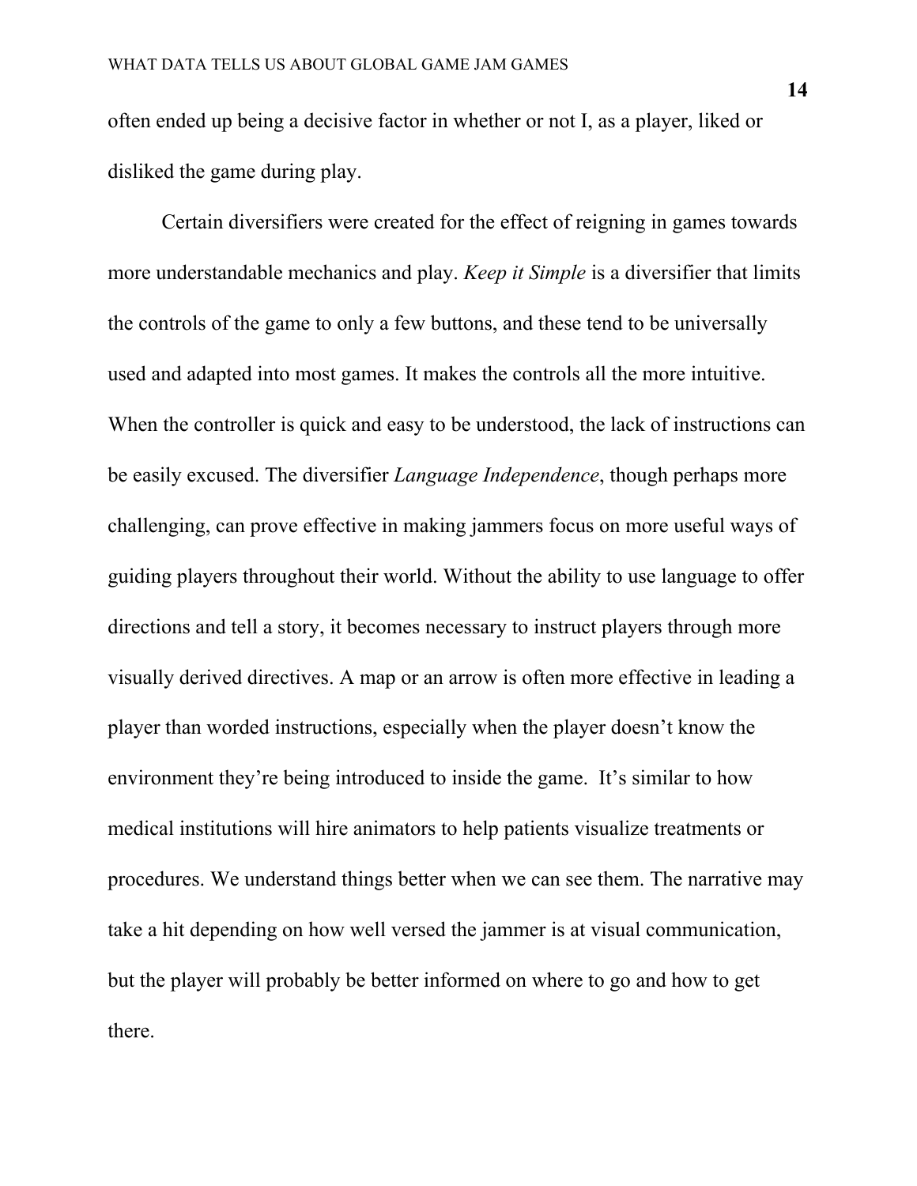often ended up being a decisive factor in whether or not I, as a player, liked or disliked the game during play.

Certain diversifiers were created for the effect of reigning in games towards more understandable mechanics and play. *Keep it Simple* is a diversifier that limits the controls of the game to only a few buttons, and these tend to be universally used and adapted into most games. It makes the controls all the more intuitive. When the controller is quick and easy to be understood, the lack of instructions can be easily excused. The diversifier *Language Independence*, though perhaps more challenging, can prove effective in making jammers focus on more useful ways of guiding players throughout their world. Without the ability to use language to offer directions and tell a story, it becomes necessary to instruct players through more visually derived directives. A map or an arrow is often more effective in leading a player than worded instructions, especially when the player doesn't know the environment they're being introduced to inside the game. It's similar to how medical institutions will hire animators to help patients visualize treatments or procedures. We understand things better when we can see them. The narrative may take a hit depending on how well versed the jammer is at visual communication, but the player will probably be better informed on where to go and how to get there.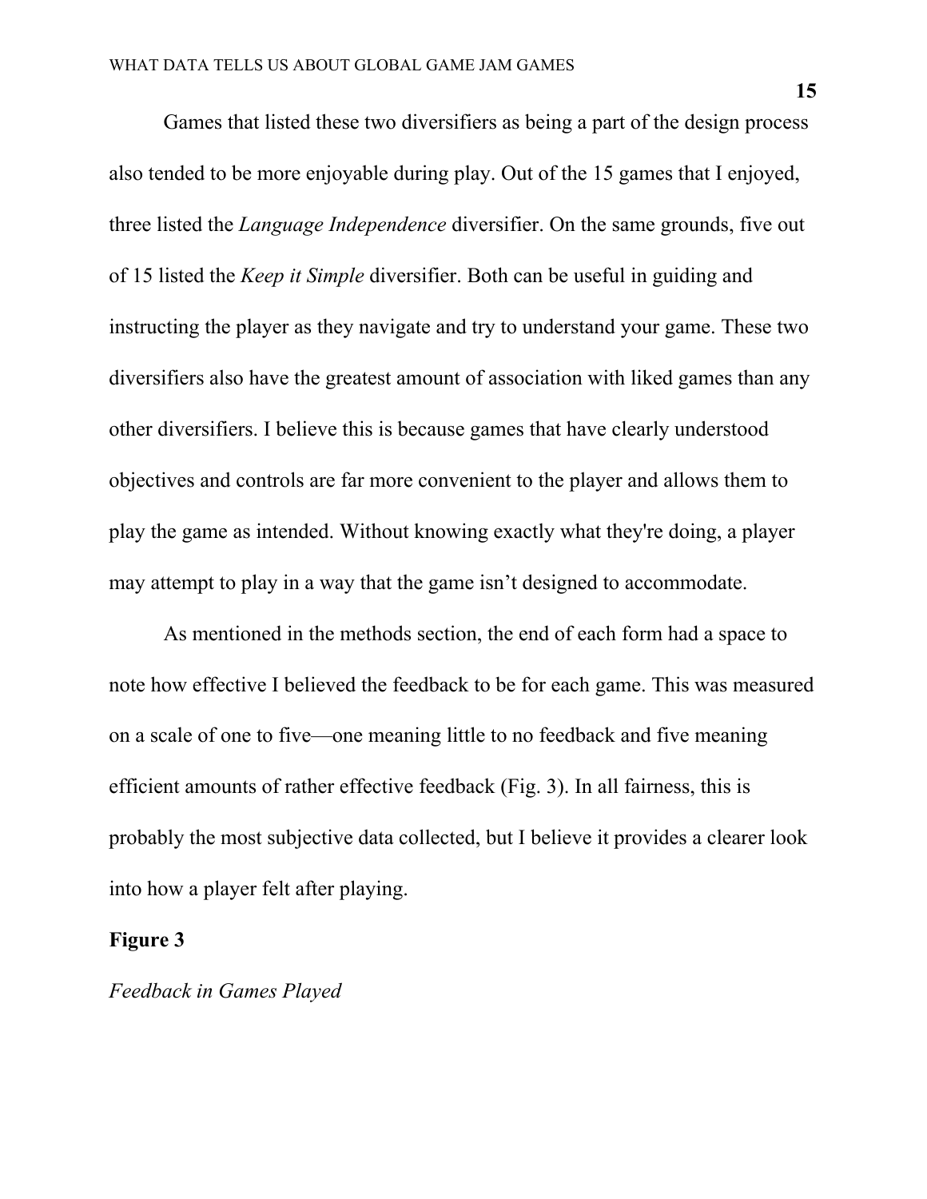Games that listed these two diversifiers as being a part of the design process also tended to be more enjoyable during play. Out of the 15 games that I enjoyed, three listed the *Language Independence* diversifier. On the same grounds, five out of 15 listed the *Keep it Simple* diversifier. Both can be useful in guiding and instructing the player as they navigate and try to understand your game. These two diversifiers also have the greatest amount of association with liked games than any other diversifiers. I believe this is because games that have clearly understood objectives and controls are far more convenient to the player and allows them to play the game as intended. Without knowing exactly what they're doing, a player may attempt to play in a way that the game isn't designed to accommodate.

As mentioned in the methods section, the end of each form had a space to note how effective I believed the feedback to be for each game. This was measured on a scale of one to five—one meaning little to no feedback and five meaning efficient amounts of rather effective feedback (Fig. 3). In all fairness, this is probably the most subjective data collected, but I believe it provides a clearer look into how a player felt after playing.

**Figure 3**

*Feedback in Games Played*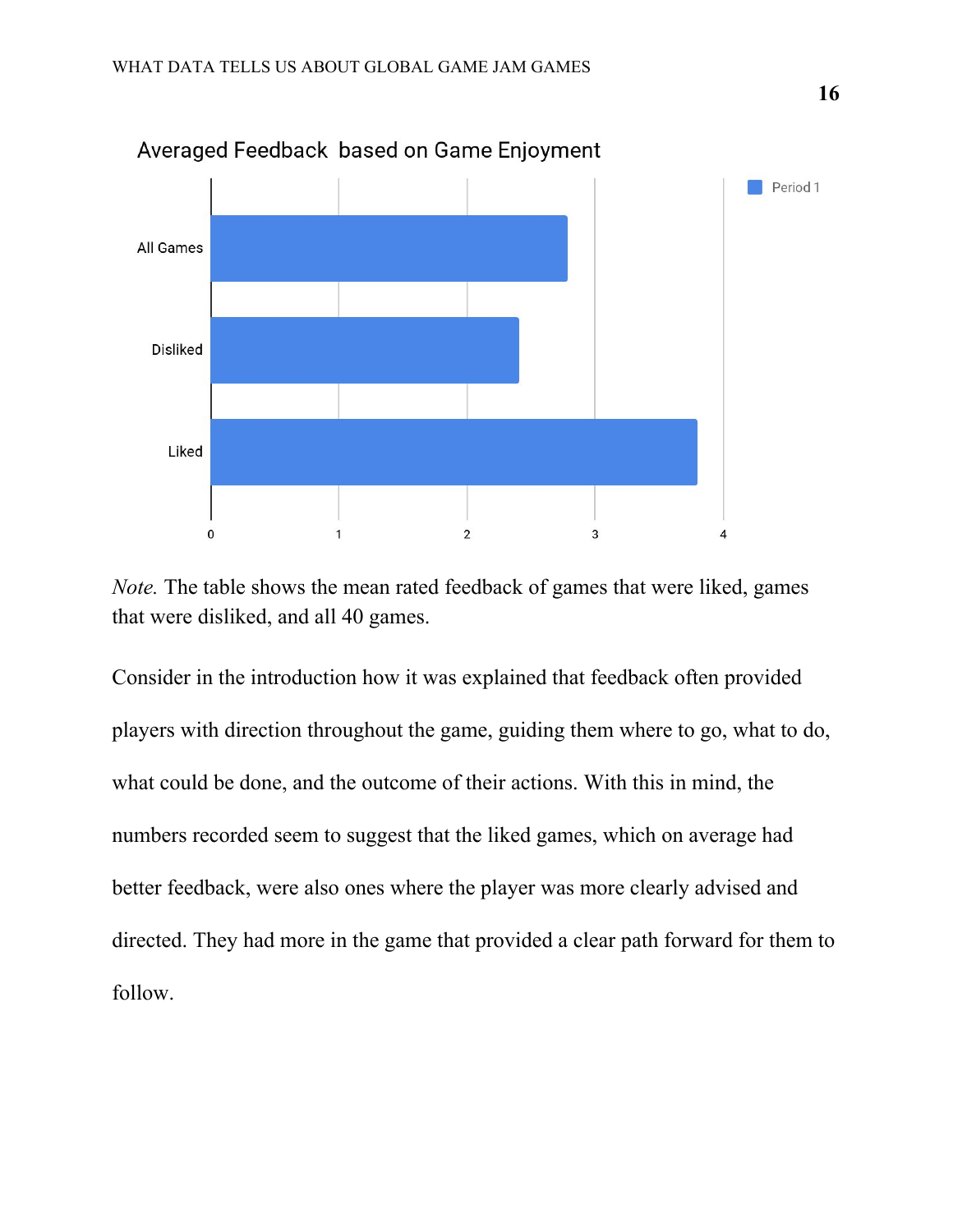Averaged Feedback based on Game Enjoyment

*Note.* The table shows the mean rated feedback of games that were liked, games that were disliked, and all 40 games.

Consider in the introduction how it was explained that feedback often provided players with direction throughout the game, guiding them where to go, what to do, what could be done, and the outcome of their actions. With this in mind, the numbers recorded seem to suggest that the liked games, which on average had better feedback, were also ones where the player was more clearly advised and directed. They had more in the game that provided a clear path forward for them to follow.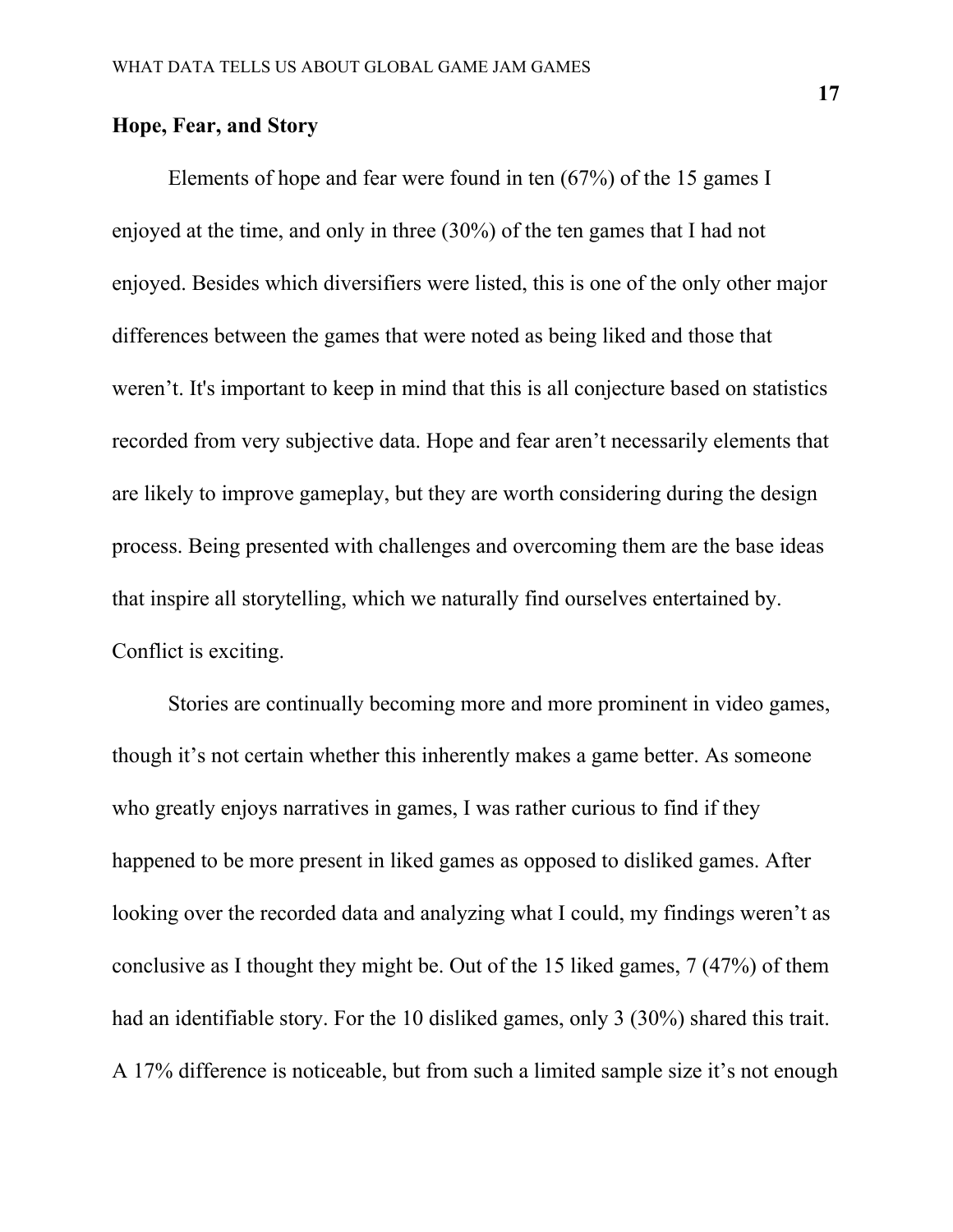## Hope, Fear, and Story

Elements of hope and fear were found in ten (67%) of the 15 games I enjoyed at the time, and only in three (30%) of the ten games that I had not enjoyed. Besides which diversifiers were listed, this is one of the only other major differences between the games that were noted as being liked and those that weren't. It's important to keep in mind that this is all conjecture based on statistics recorded from very subjective data. Hope and fear aren't necessarily elements that are likely to improve gameplay, but they are worth considering during the design process. Being presented with challenges and overcoming them are the base ideas that inspire all storytelling, which we naturally find ourselves entertained by. Conflict is exciting.

Stories are continually becoming more and more prominent in video games, though it's not certain whether this inherently makes a game better. As someone who greatly enjoys narratives in games, I was rather curious to find if they happened to be more present in liked games as opposed to disliked games. After looking over the recorded data and analyzing what I could, my findings weren't as conclusive as I thought they might be. Out of the 15 liked games, 7 (47%) of them had an identifiable story. For the 10 disliked games, only 3 (30%) shared this trait. A 17% difference is noticeable, but from such a limited sample size it's not enough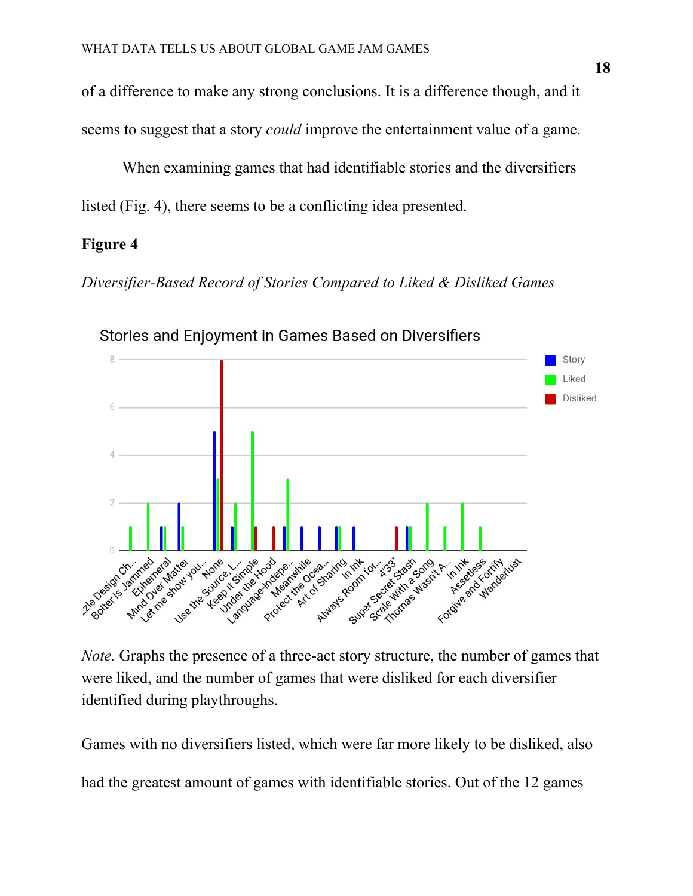of a difference to make any strong conclusions. It is a difference though, and it seems to suggest that a story *could* improve the entertainment value of a game.

When examining games that had identifiable stories and the diversifiers listed (Fig. 4), there seems to be a conflicting idea presented.

**Figure 4**

*Diversifier-Based Record of Stories Compared to Liked & Disliked Games*

*Note.* Graphs the presence of a three-act story structure, the number of games that were liked, and the number of games that were disliked for each diversifier identified during playthroughs.

Games with no diversifiers listed, which were far more likely to be disliked, also had the greatest amount of games with identifiable stories. Out of the 12 games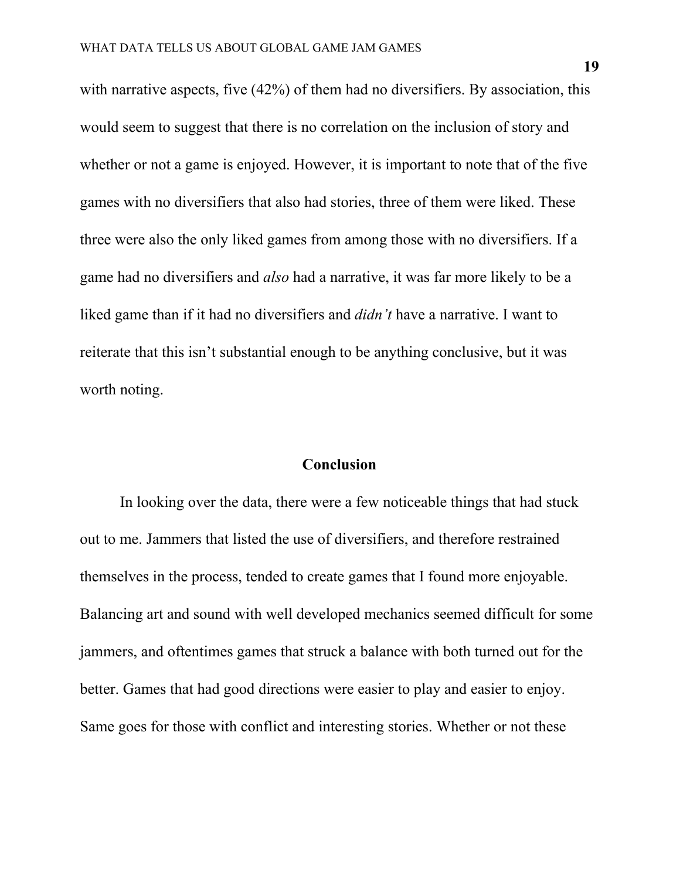with narrative aspects, five (42%) of them had no diversifiers. By association, this would seem to suggest that there is no correlation on the inclusion of story and whether or not a game is enjoyed. However, it is important to note that of the five games with no diversifiers that also had stories, three of them were liked. These three were also the only liked games from among those with no diversifiers. If a game had no diversifiers and *also* had a narrative, it was far more likely to be a liked game than if it had no diversifiers and *didn't* have a narrative. I want to reiterate that this isn't substantial enough to be anything conclusive, but it was worth noting.

## Conclusion

In looking over the data, there were a few noticeable things that had stuck out to me. Jammers that listed the use of diversifiers, and therefore restrained themselves in the process, tended to create games that I found more enjoyable. Balancing art and sound with well developed mechanics seemed difficult for some jammers, and oftentimes games that struck a balance with both turned out for the better. Games that had good directions were easier to play and easier to enjoy. Same goes for those with conflict and interesting stories. Whether or not these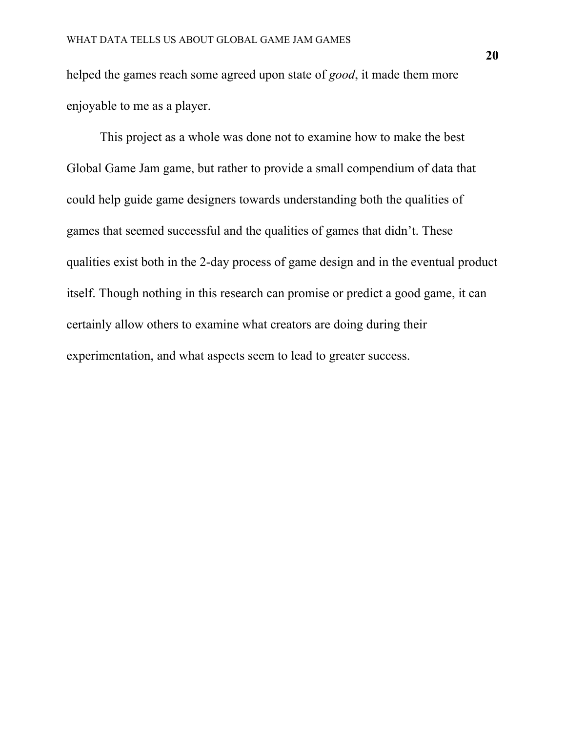helped the games reach some agreed upon state of *good*, it made them more enjoyable to me as a player.

This project as a whole was done not to examine how to make the best Global Game Jam game, but rather to provide a small compendium of data that could help guide game designers towards understanding both the qualities of games that seemed successful and the qualities of games that didn't. These qualities exist both in the 2-day process of game design and in the eventual product itself. Though nothing in this research can promise or predict a good game, it can certainly allow others to examine what creators are doing during their experimentation, and what aspects seem to lead to greater success.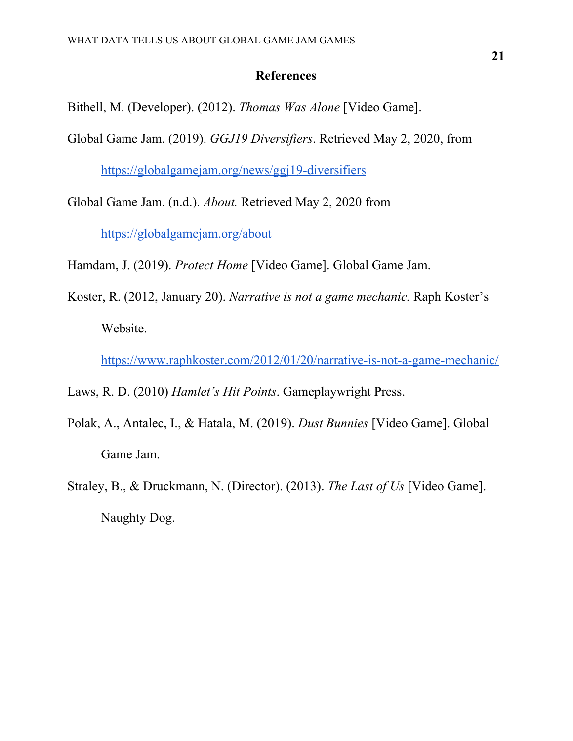# References

Bithell, M. (Developer). (2012). *Thomas Was Alone* [Video Game].

Global Game Jam. (2019). *GGJ19 Diversifiers*. Retrieved May 2, 2020, from https://globalgamejam.org/news/ggj19-diversifiers

Global Game Jam. (n.d.). *About.* Retrieved May 2, 2020 from https://globalgamejam.org/about

Hamdam, J. (2019). *Protect Home* [Video Game]. Global Game Jam.

Koster, R. (2012, January 20). *Narrative is not a game mechanic.* Raph Koster's Website. https://www.raphkoster.com/2012/01/20/narrative-is-not-a-game-mechanic/

Laws, R. D. (2010) *Hamlet's Hit Points*. Gameplaywright Press.

Polak, A., Antalec, I., & Hatala, M. (2019). *Dust Bunnies* [Video Game]. Global Game Jam.

Straley, B., & Druckmann, N. (Director). (2013). *The Last of Us* [Video Game]. Naughty Dog.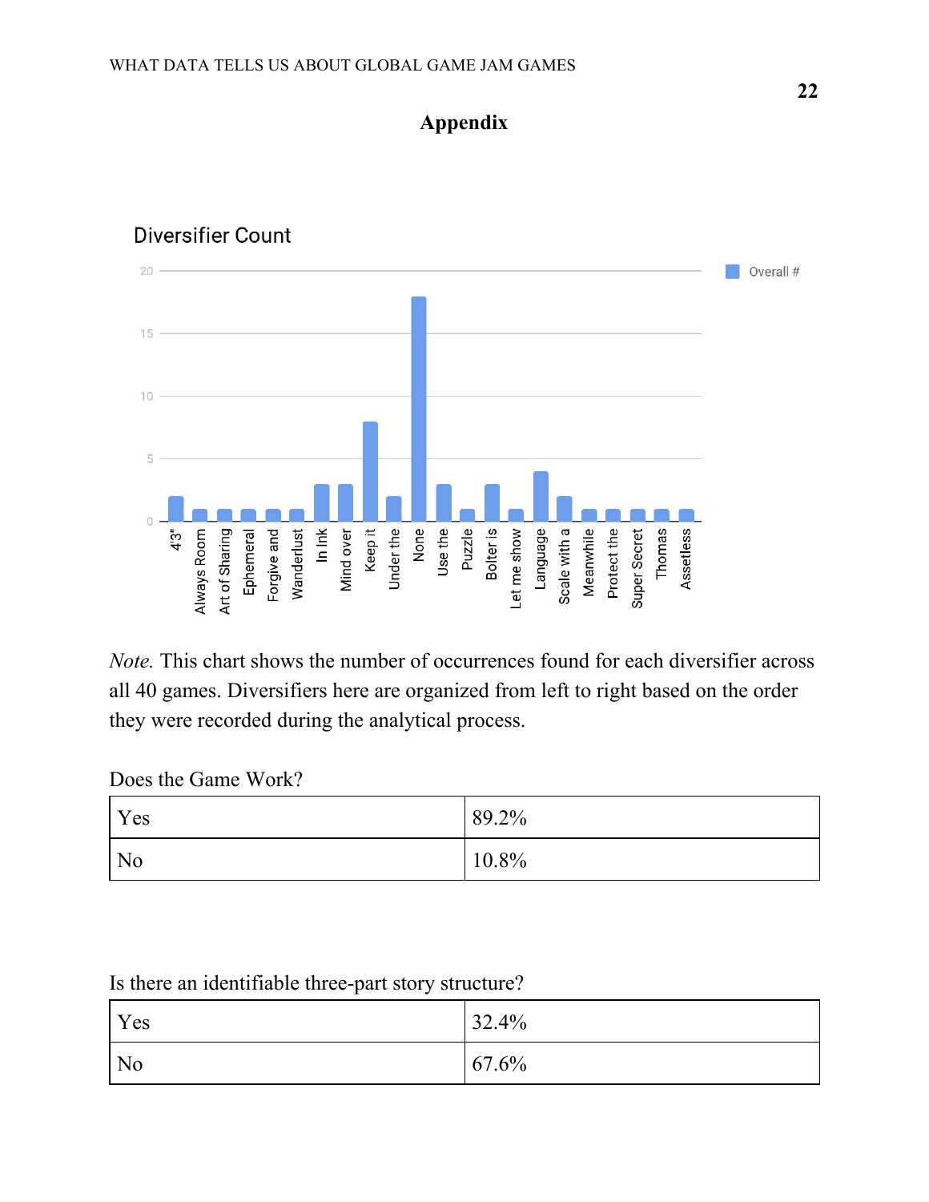# Appendix

Diversifier Count

| Diversifier | Overall # |
|---|---|
| 4'3" | 2 |
| Always Room | 1 |
| Art of Sharing | 1 |
| Ephemeral | 1 |
| Forgive and | 1 |
| Wanderlust | 1 |
| In Ink | 3 |
| Mind over | 3 |
| Keep it | 8 |
| Under the | 2 |
| None | 18 |
| Use the | 3 |
| Puzzle | 1 |
| Bolter is | 3 |
| Let me show | 1 |
| Language | 4 |
| Scale with a | 2 |
| Meanwhile | 1 |
| Protect the | 1 |
| Super Secret | 1 |
| Thomas | 1 |
| Assetless | 1 |

*Note.* This chart shows the number of occurrences found for each diversifier across all 40 games. Diversifiers here are organized from left to right based on the order they were recorded during the analytical process.

Does the Game Work?

| | |
|---|---|
| Yes | 89.2% |
| No | 10.8% |

Is there an identifiable three-part story structure?

| | |
|---|---|
| Yes | 32.4% |
| No | 67.6% |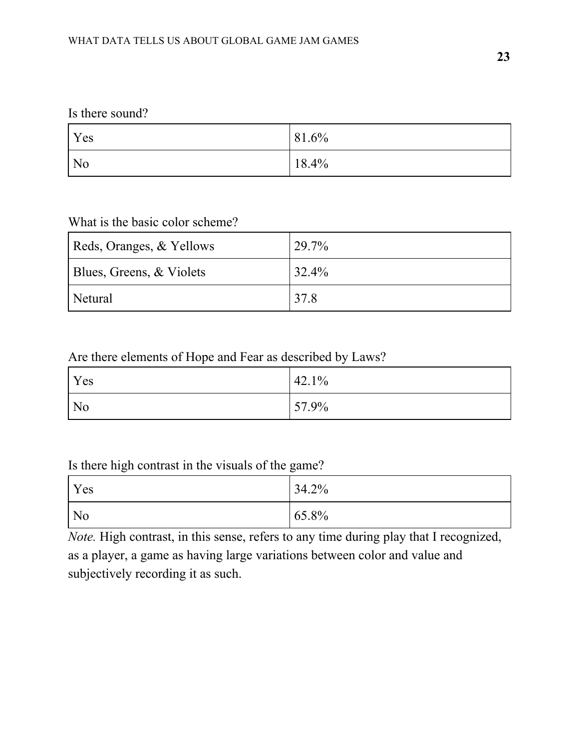Is there sound?

| Yes | 81.6% |
|---|---|
| No | 18.4% |

What is the basic color scheme?

| Reds, Oranges, & Yellows | 29.7% |
|---|---|
| Blues, Greens, & Violets | 32.4% |
| Netural | 37.8 |

Are there elements of Hope and Fear as described by Laws?

| Yes | 42.1% |
|---|---|
| No | 57.9% |

Is there high contrast in the visuals of the game?

| Yes | 34.2% |
|---|---|
| No | 65.8% |

*Note.* High contrast, in this sense, refers to any time during play that I recognized, as a player, a game as having large variations between color and value and subjectively recording it as such.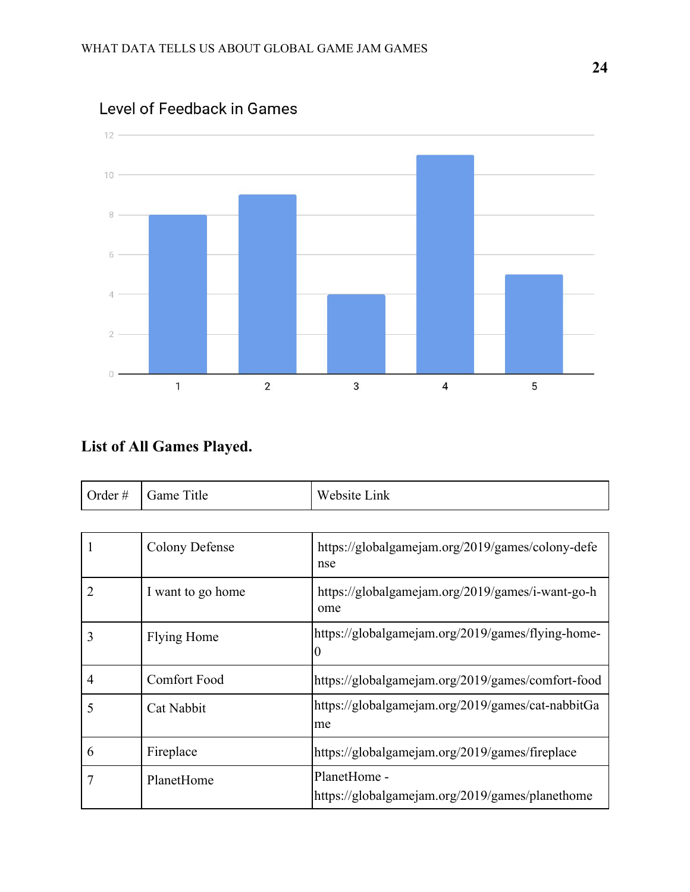Level of Feedback in Games

| | 1 | 2 | 3 | 4 | 5 |
|---|---|---|---|---|---|
| Value | 8 | 9 | 4 | 11 | 5 |

**List of All Games Played.**

| Order # | Game Title | Website Link |
|---|---|---|
| 1 | Colony Defense | https://globalgamejam.org/2019/games/colony-defense |
| 2 | I want to go home | https://globalgamejam.org/2019/games/i-want-go-home |
| 3 | Flying Home | https://globalgamejam.org/2019/games/flying-home-0 |
| 4 | Comfort Food | https://globalgamejam.org/2019/games/comfort-food |
| 5 | Cat Nabbit | https://globalgamejam.org/2019/games/cat-nabbitGame |
| 6 | Fireplace | https://globalgamejam.org/2019/games/fireplace |
| 7 | PlanetHome | PlanetHome - https://globalgamejam.org/2019/games/planethome |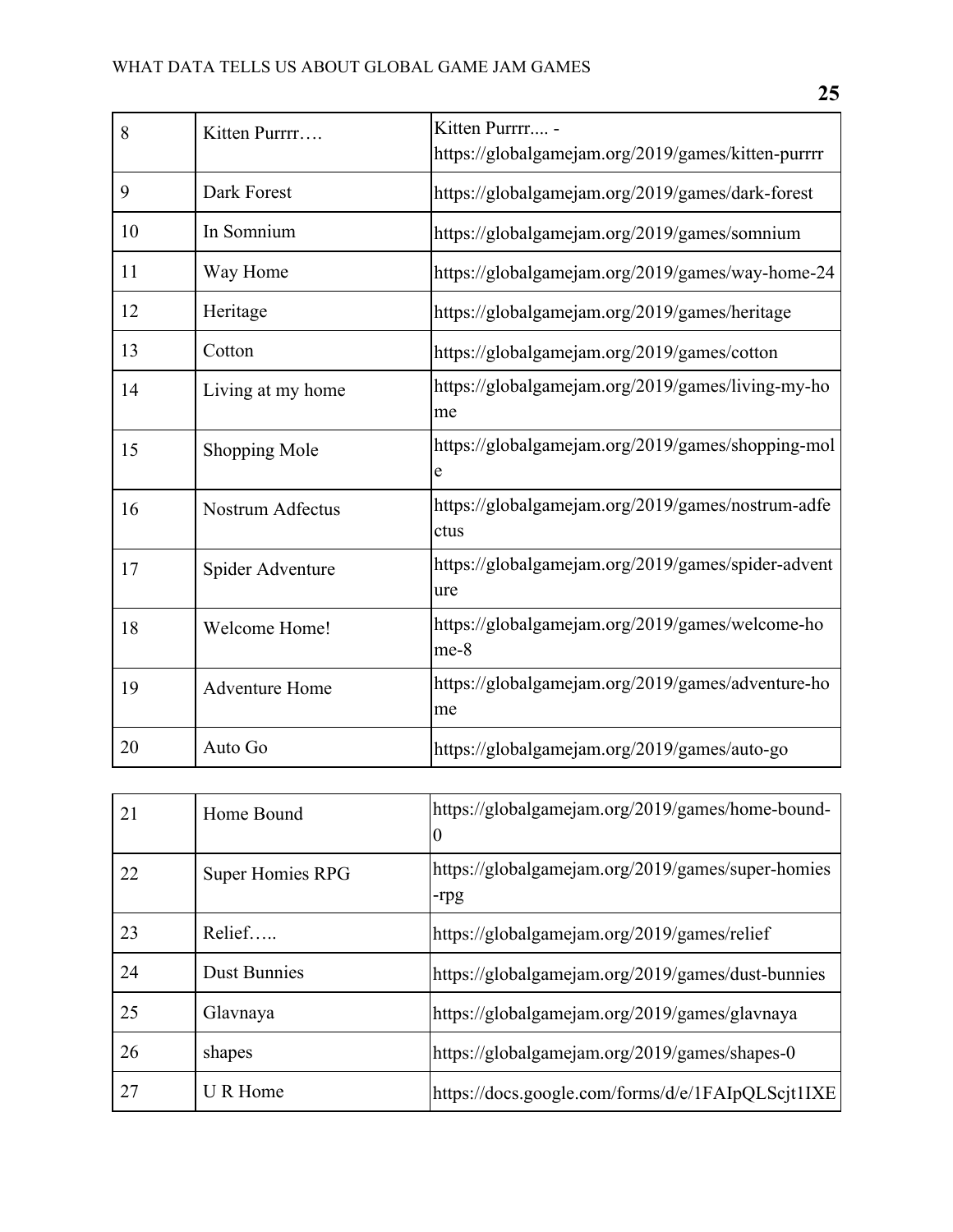| | | |
|---|---|---|
| 8 | Kitten Purrrr…. | Kitten Purrrr.... - https://globalgamejam.org/2019/games/kitten-purrrr |
| 9 | Dark Forest | https://globalgamejam.org/2019/games/dark-forest |
| 10 | In Somnium | https://globalgamejam.org/2019/games/somnium |
| 11 | Way Home | https://globalgamejam.org/2019/games/way-home-24 |
| 12 | Heritage | https://globalgamejam.org/2019/games/heritage |
| 13 | Cotton | https://globalgamejam.org/2019/games/cotton |
| 14 | Living at my home | https://globalgamejam.org/2019/games/living-my-home |
| 15 | Shopping Mole | https://globalgamejam.org/2019/games/shopping-mole |
| 16 | Nostrum Adfectus | https://globalgamejam.org/2019/games/nostrum-adfectus |
| 17 | Spider Adventure | https://globalgamejam.org/2019/games/spider-adventure |
| 18 | Welcome Home! | https://globalgamejam.org/2019/games/welcome-home-8 |
| 19 | Adventure Home | https://globalgamejam.org/2019/games/adventure-home |
| 20 | Auto Go | https://globalgamejam.org/2019/games/auto-go |
| 21 | Home Bound | https://globalgamejam.org/2019/games/home-bound-0 |
| 22 | Super Homies RPG | https://globalgamejam.org/2019/games/super-homies-rpg |
| 23 | Relief….. | https://globalgamejam.org/2019/games/relief |
| 24 | Dust Bunnies | https://globalgamejam.org/2019/games/dust-bunnies |
| 25 | Glavnaya | https://globalgamejam.org/2019/games/glavnaya |
| 26 | shapes | https://globalgamejam.org/2019/games/shapes-0 |
| 27 | U R Home | https://docs.google.com/forms/d/e/1FAIpQLScjt1IXE |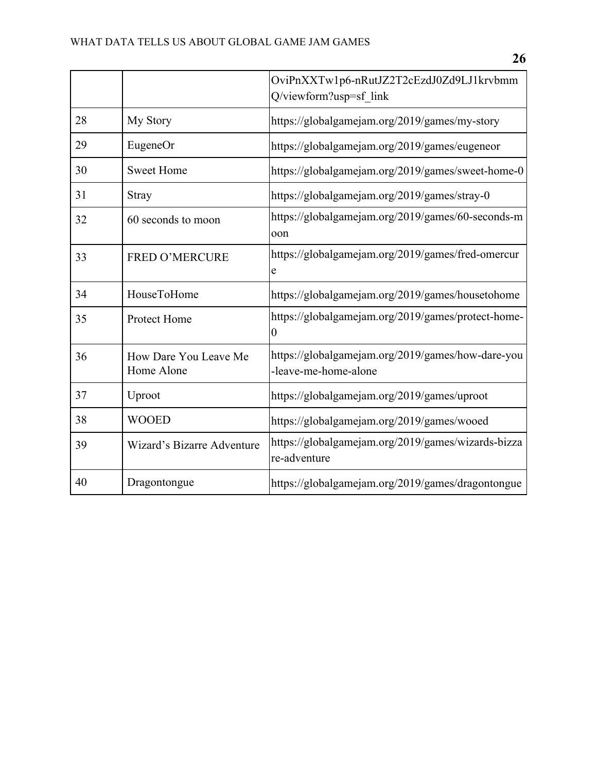| | | |
|---|---|---|
| | | OviPnXXTw1p6-nRutJZ2T2cEzdJ0Zd9LJ1krvbmmQ/viewform?usp=sf_link |
| 28 | My Story | https://globalgamejam.org/2019/games/my-story |
| 29 | EugeneOr | https://globalgamejam.org/2019/games/eugeneor |
| 30 | Sweet Home | https://globalgamejam.org/2019/games/sweet-home-0 |
| 31 | Stray | https://globalgamejam.org/2019/games/stray-0 |
| 32 | 60 seconds to moon | https://globalgamejam.org/2019/games/60-seconds-moon |
| 33 | FRED O'MERCURE | https://globalgamejam.org/2019/games/fred-omercure |
| 34 | HouseToHome | https://globalgamejam.org/2019/games/housetohome |
| 35 | Protect Home | https://globalgamejam.org/2019/games/protect-home-0 |
| 36 | How Dare You Leave Me Home Alone | https://globalgamejam.org/2019/games/how-dare-you-leave-me-home-alone |
| 37 | Uproot | https://globalgamejam.org/2019/games/uproot |
| 38 | WOOED | https://globalgamejam.org/2019/games/wooed |
| 39 | Wizard's Bizarre Adventure | https://globalgamejam.org/2019/games/wizards-bizzare-adventure |
| 40 | Dragontongue | https://globalgamejam.org/2019/games/dragontongue |